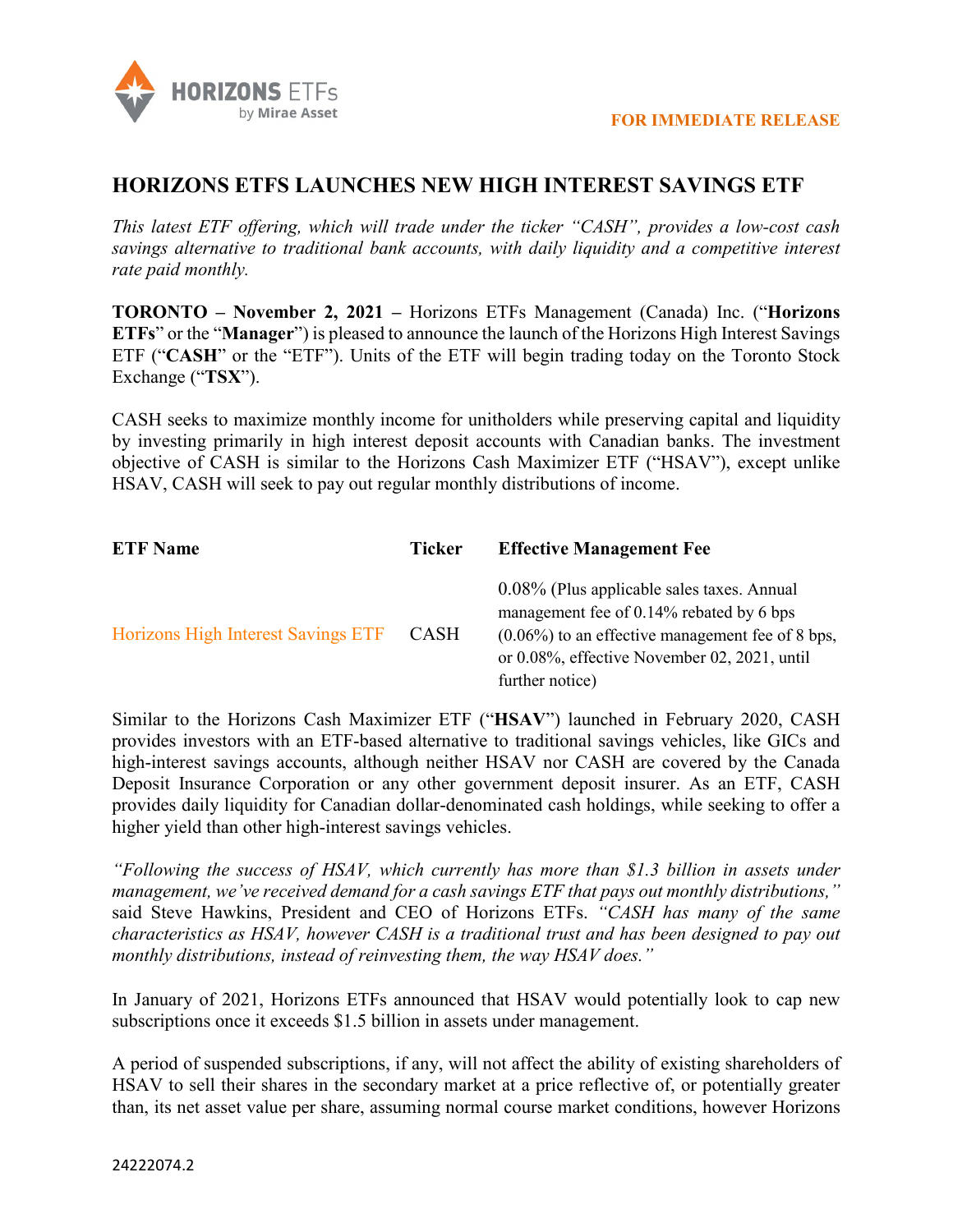**FOR IMMEDIATE RELEASE**

# HORIZONS ETFS LAUNCHES NEW HIGH INTEREST SAVINGS ETF

*This latest ETF offering, which will trade under the ticker "CASH", provides a low-cost cash savings alternative to traditional bank accounts, with daily liquidity and a competitive interest rate paid monthly.*

**TORONTO – November 2, 2021 –** Horizons ETFs Management (Canada) Inc. ("**Horizons ETFs**" or the "**Manager**") is pleased to announce the launch of the Horizons High Interest Savings ETF ("**CASH**" or the "ETF"). Units of the ETF will begin trading today on the Toronto Stock Exchange ("**TSX**").

CASH seeks to maximize monthly income for unitholders while preserving capital and liquidity by investing primarily in high interest deposit accounts with Canadian banks. The investment objective of CASH is similar to the Horizons Cash Maximizer ETF ("HSAV"), except unlike HSAV, CASH will seek to pay out regular monthly distributions of income.

| ETF Name | Ticker | Effective Management Fee |
|---|---|---|
| Horizons High Interest Savings ETF | CASH | 0.08% (Plus applicable sales taxes. Annual management fee of 0.14% rebated by 6 bps (0.06%) to an effective management fee of 8 bps, or 0.08%, effective November 02, 2021, until further notice) |

Similar to the Horizons Cash Maximizer ETF ("**HSAV**") launched in February 2020, CASH provides investors with an ETF-based alternative to traditional savings vehicles, like GICs and high-interest savings accounts, although neither HSAV nor CASH are covered by the Canada Deposit Insurance Corporation or any other government deposit insurer. As an ETF, CASH provides daily liquidity for Canadian dollar-denominated cash holdings, while seeking to offer a higher yield than other high-interest savings vehicles.

*"Following the success of HSAV, which currently has more than $1.3 billion in assets under management, we've received demand for a cash savings ETF that pays out monthly distributions,"* said Steve Hawkins, President and CEO of Horizons ETFs. *"CASH has many of the same characteristics as HSAV, however CASH is a traditional trust and has been designed to pay out monthly distributions, instead of reinvesting them, the way HSAV does."*

In January of 2021, Horizons ETFs announced that HSAV would potentially look to cap new subscriptions once it exceeds $1.5 billion in assets under management.

A period of suspended subscriptions, if any, will not affect the ability of existing shareholders of HSAV to sell their shares in the secondary market at a price reflective of, or potentially greater than, its net asset value per share, assuming normal course market conditions, however Horizons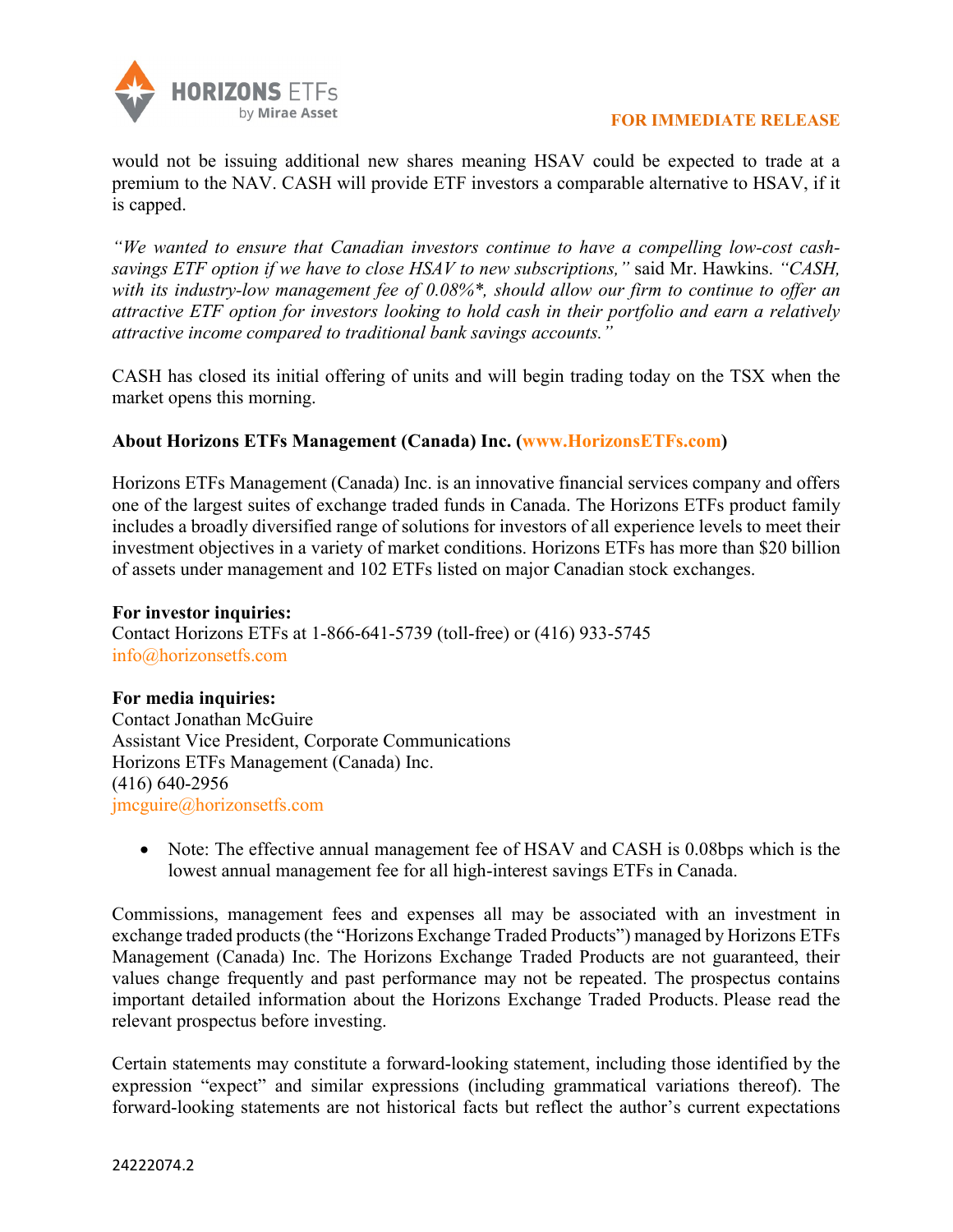would not be issuing additional new shares meaning HSAV could be expected to trade at a premium to the NAV. CASH will provide ETF investors a comparable alternative to HSAV, if it is capped.

*"We wanted to ensure that Canadian investors continue to have a compelling low-cost cash-savings ETF option if we have to close HSAV to new subscriptions,"* said Mr. Hawkins. *"CASH, with its industry-low management fee of 0.08%\*, should allow our firm to continue to offer an attractive ETF option for investors looking to hold cash in their portfolio and earn a relatively attractive income compared to traditional bank savings accounts."*

CASH has closed its initial offering of units and will begin trading today on the TSX when the market opens this morning.

**About Horizons ETFs Management (Canada) Inc. (www.HorizonsETFs.com)**

Horizons ETFs Management (Canada) Inc. is an innovative financial services company and offers one of the largest suites of exchange traded funds in Canada. The Horizons ETFs product family includes a broadly diversified range of solutions for investors of all experience levels to meet their investment objectives in a variety of market conditions. Horizons ETFs has more than $20 billion of assets under management and 102 ETFs listed on major Canadian stock exchanges.

**For investor inquiries:**
Contact Horizons ETFs at 1-866-641-5739 (toll-free) or (416) 933-5745
info@horizonsetfs.com

**For media inquiries:**
Contact Jonathan McGuire
Assistant Vice President, Corporate Communications
Horizons ETFs Management (Canada) Inc.
(416) 640-2956
jmcguire@horizonsetfs.com

- Note: The effective annual management fee of HSAV and CASH is 0.08bps which is the lowest annual management fee for all high-interest savings ETFs in Canada.

Commissions, management fees and expenses all may be associated with an investment in exchange traded products (the "Horizons Exchange Traded Products") managed by Horizons ETFs Management (Canada) Inc. The Horizons Exchange Traded Products are not guaranteed, their values change frequently and past performance may not be repeated. The prospectus contains important detailed information about the Horizons Exchange Traded Products. Please read the relevant prospectus before investing.

Certain statements may constitute a forward-looking statement, including those identified by the expression "expect" and similar expressions (including grammatical variations thereof). The forward-looking statements are not historical facts but reflect the author's current expectations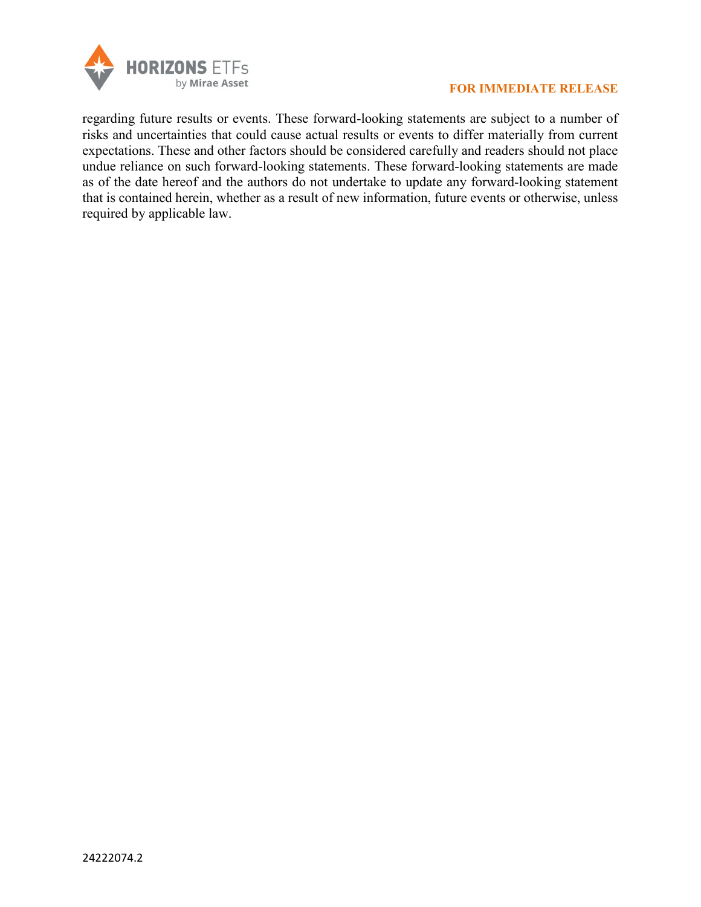regarding future results or events. These forward-looking statements are subject to a number of risks and uncertainties that could cause actual results or events to differ materially from current expectations. These and other factors should be considered carefully and readers should not place undue reliance on such forward-looking statements. These forward-looking statements are made as of the date hereof and the authors do not undertake to update any forward-looking statement that is contained herein, whether as a result of new information, future events or otherwise, unless required by applicable law.